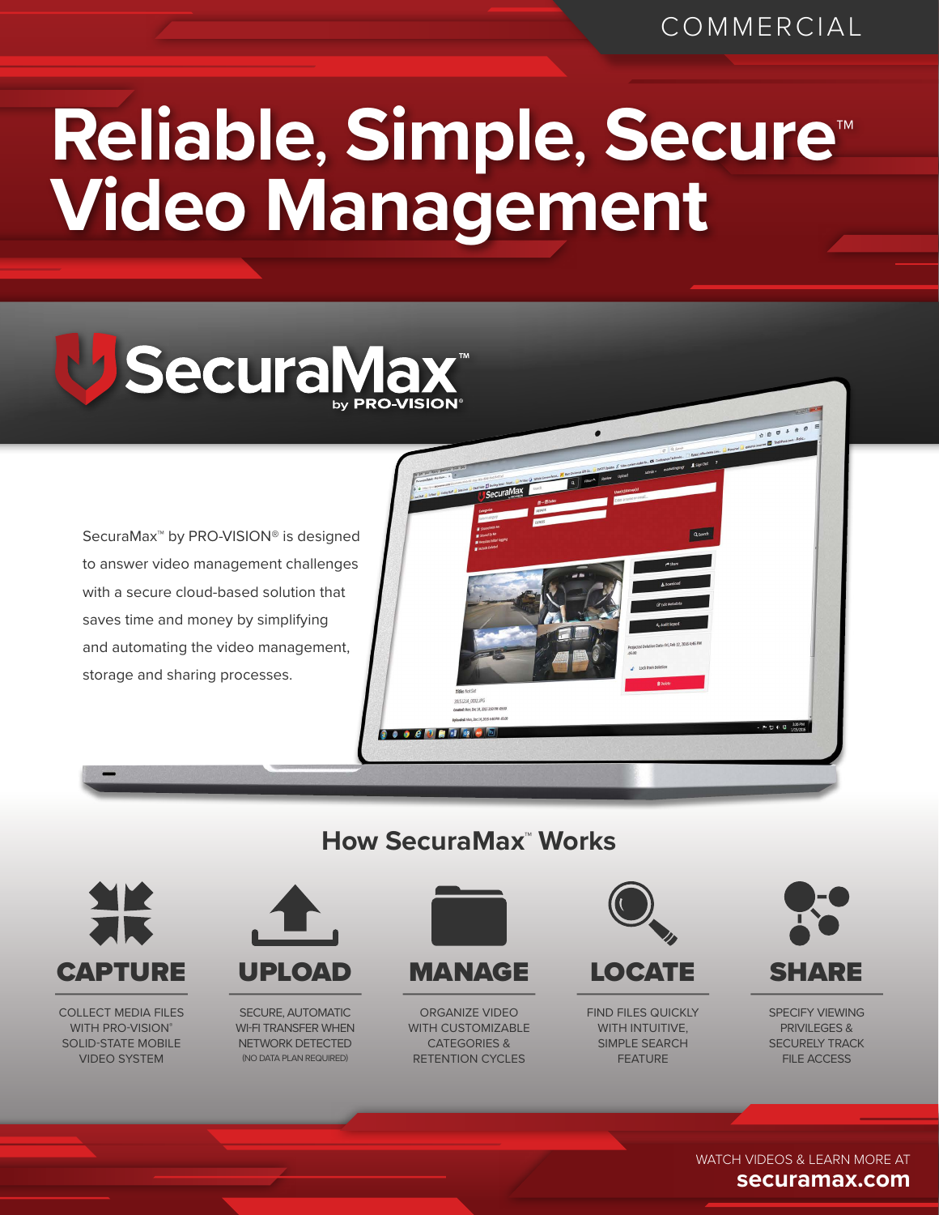COMMERCIAL

# Reliable, Simple, Secure™ Video Management

## SecuraMax™ by PRO-VISION®

SecuraMax™ by PRO-VISION® is designed to answer video management challenges with a secure cloud-based solution that saves time and money by simplifying and automating the video management, storage and sharing processes.

## How SecuraMax™ Works

### CAPTURE

COLLECT MEDIA FILES WITH PRO-VISION® SOLID-STATE MOBILE VIDEO SYSTEM

### UPLOAD

SECURE, AUTOMATIC WI-FI TRANSFER WHEN NETWORK DETECTED (NO DATA PLAN REQUIRED)

### MANAGE

ORGANIZE VIDEO WITH CUSTOMIZABLE CATEGORIES & RETENTION CYCLES

### LOCATE

FIND FILES QUICKLY WITH INTUITIVE, SIMPLE SEARCH FEATURE

### SHARE

SPECIFY VIEWING PRIVILEGES & SECURELY TRACK FILE ACCESS

WATCH VIDEOS & LEARN MORE AT **securamax.com**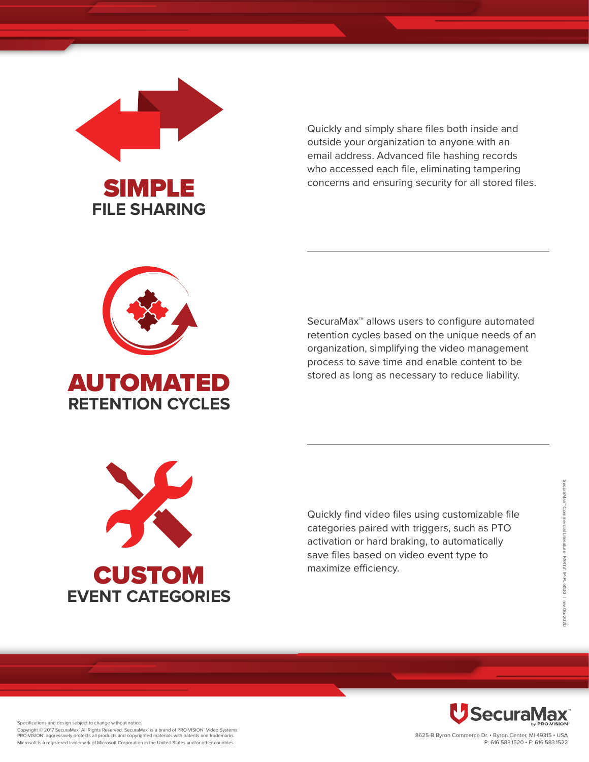## SIMPLE FILE SHARING

Quickly and simply share files both inside and outside your organization to anyone with an email address. Advanced file hashing records who accessed each file, eliminating tampering concerns and ensuring security for all stored files.

## AUTOMATED RETENTION CYCLES

SecuraMax™ allows users to configure automated retention cycles based on the unique needs of an organization, simplifying the video management process to save time and enable content to be stored as long as necessary to reduce liability.

## CUSTOM EVENT CATEGORIES

Quickly find video files using customizable file categories paired with triggers, such as PTO activation or hard braking, to automatically save files based on video event type to maximize efficiency.

SecuraMax™ Commercial Literature PART#: IP-PL-8100 | rev 06/2020

Specifications and design subject to change without notice.
Copyright © 2017 SecuraMax. All Rights Reserved. SecuraMax is a brand of PRO-VISION Video Systems.
PRO-VISION aggressively protects all products and copyrighted materials with patents and trademarks.
Microsoft is a registered trademark of Microsoft Corporation in the United States and/or other countries.

SecuraMax™ by PRO-VISION

8625-B Byron Commerce Dr. • Byron Center, MI 49315 • USA
P: 616.583.1520 • F: 616.583.1522